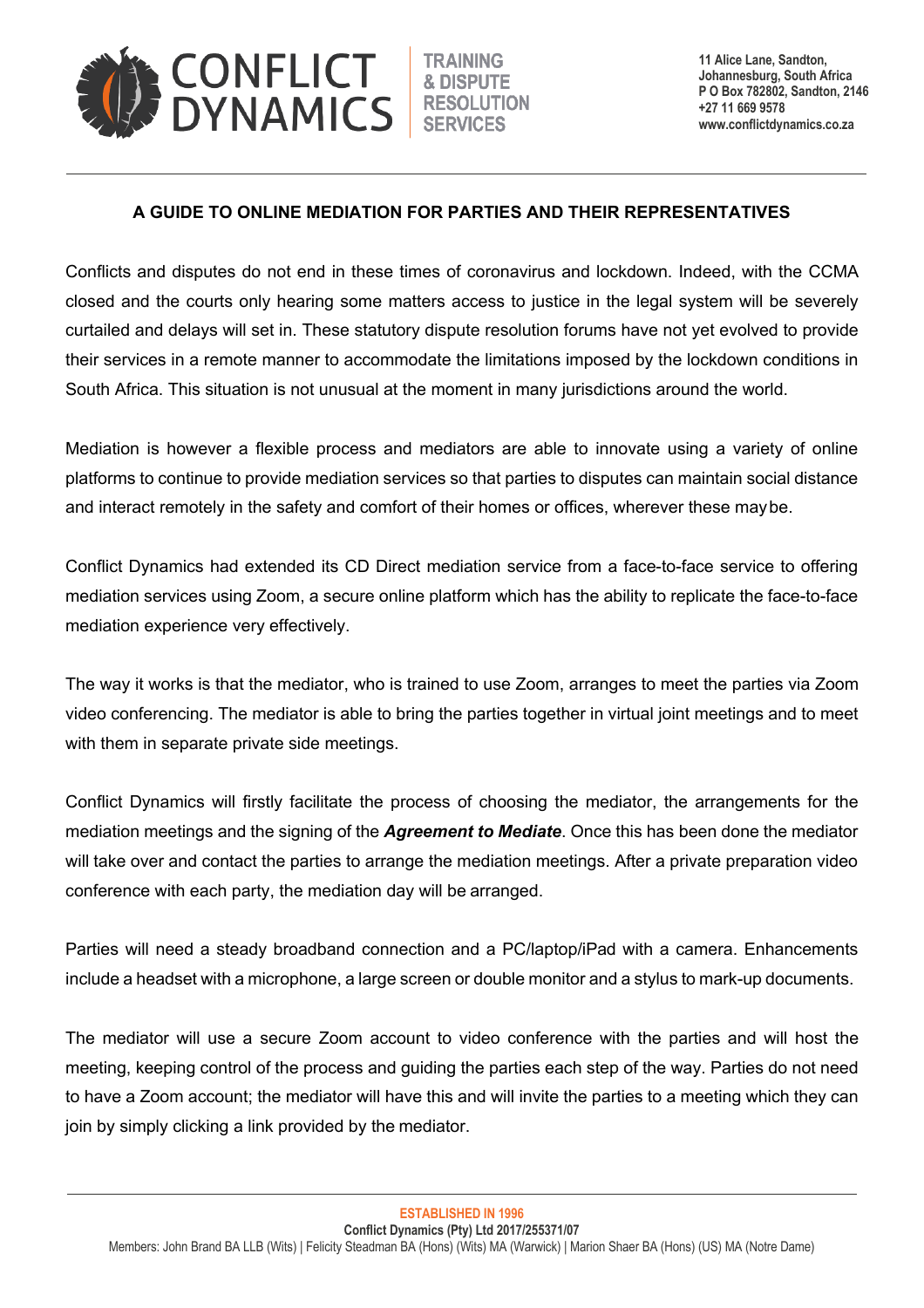## A GUIDE TO ONLINE MEDIATION FOR PARTIES AND THEIR REPRESENTATIVES

Conflicts and disputes do not end in these times of coronavirus and lockdown. Indeed, with the CCMA closed and the courts only hearing some matters access to justice in the legal system will be severely curtailed and delays will set in. These statutory dispute resolution forums have not yet evolved to provide their services in a remote manner to accommodate the limitations imposed by the lockdown conditions in South Africa. This situation is not unusual at the moment in many jurisdictions around the world.

Mediation is however a flexible process and mediators are able to innovate using a variety of online platforms to continue to provide mediation services so that parties to disputes can maintain social distance and interact remotely in the safety and comfort of their homes or offices, wherever these may be.

Conflict Dynamics had extended its CD Direct mediation service from a face-to-face service to offering mediation services using Zoom, a secure online platform which has the ability to replicate the face-to-face mediation experience very effectively.

The way it works is that the mediator, who is trained to use Zoom, arranges to meet the parties via Zoom video conferencing. The mediator is able to bring the parties together in virtual joint meetings and to meet with them in separate private side meetings.

Conflict Dynamics will firstly facilitate the process of choosing the mediator, the arrangements for the mediation meetings and the signing of the ***Agreement to Mediate***. Once this has been done the mediator will take over and contact the parties to arrange the mediation meetings. After a private preparation video conference with each party, the mediation day will be arranged.

Parties will need a steady broadband connection and a PC/laptop/iPad with a camera. Enhancements include a headset with a microphone, a large screen or double monitor and a stylus to mark-up documents.

The mediator will use a secure Zoom account to video conference with the parties and will host the meeting, keeping control of the process and guiding the parties each step of the way. Parties do not need to have a Zoom account; the mediator will have this and will invite the parties to a meeting which they can join by simply clicking a link provided by the mediator.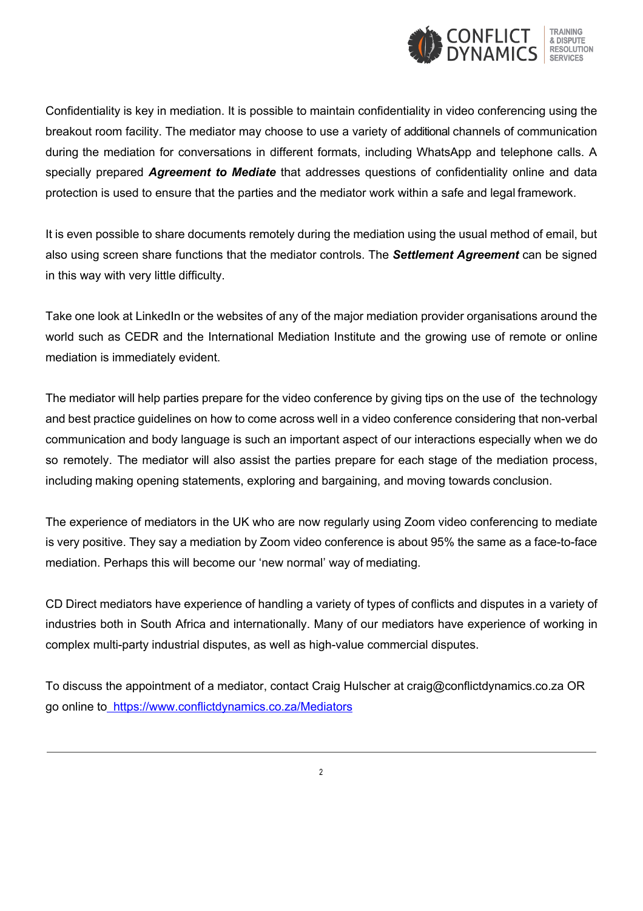Confidentiality is key in mediation. It is possible to maintain confidentiality in video conferencing using the breakout room facility. The mediator may choose to use a variety of additional channels of communication during the mediation for conversations in different formats, including WhatsApp and telephone calls. A specially prepared ***Agreement to Mediate*** that addresses questions of confidentiality online and data protection is used to ensure that the parties and the mediator work within a safe and legal framework.

It is even possible to share documents remotely during the mediation using the usual method of email, but also using screen share functions that the mediator controls. The ***Settlement Agreement*** can be signed in this way with very little difficulty.

Take one look at LinkedIn or the websites of any of the major mediation provider organisations around the world such as CEDR and the International Mediation Institute and the growing use of remote or online mediation is immediately evident.

The mediator will help parties prepare for the video conference by giving tips on the use of the technology and best practice guidelines on how to come across well in a video conference considering that non-verbal communication and body language is such an important aspect of our interactions especially when we do so remotely. The mediator will also assist the parties prepare for each stage of the mediation process, including making opening statements, exploring and bargaining, and moving towards conclusion.

The experience of mediators in the UK who are now regularly using Zoom video conferencing to mediate is very positive. They say a mediation by Zoom video conference is about 95% the same as a face-to-face mediation. Perhaps this will become our 'new normal' way of mediating.

CD Direct mediators have experience of handling a variety of types of conflicts and disputes in a variety of industries both in South Africa and internationally. Many of our mediators have experience of working in complex multi-party industrial disputes, as well as high-value commercial disputes.

To discuss the appointment of a mediator, contact Craig Hulscher at craig@conflictdynamics.co.za OR go online to [https://www.conflictdynamics.co.za/Mediators](https://www.conflictdynamics.co.za/Mediators)